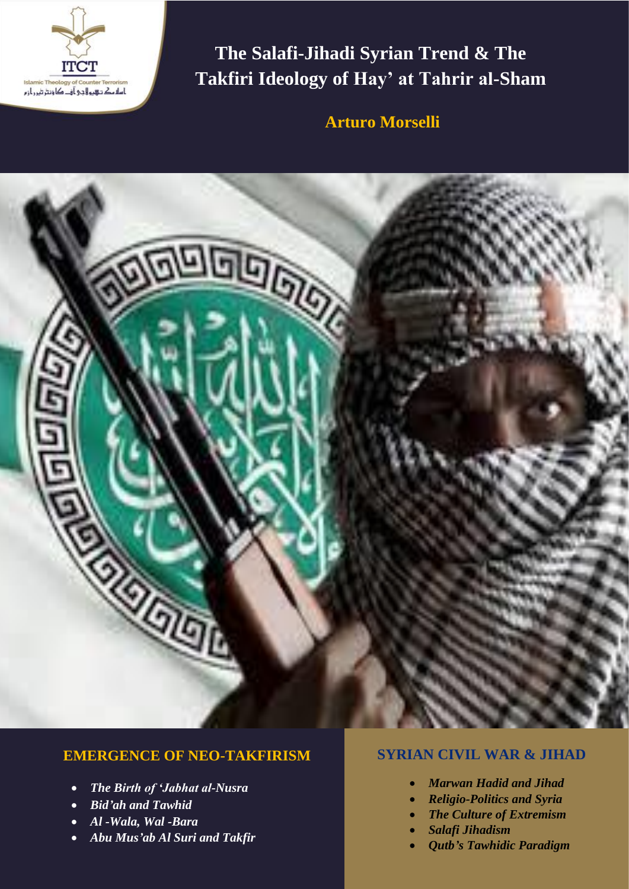ITCT

Islamic Theology of Counter Terrorism

اسلامک تھیولوجی آف کاونٹر ٹیرازم

# The Salafi-Jihadi Syrian Trend & The Takfiri Ideology of Hay' at Tahrir al-Sham

**Arturo Morselli**

## EMERGENCE OF NEO-TAKFIRISM

- *The Birth of 'Jabhat al-Nusra*
- *Bid'ah and Tawhid*
- *Al -Wala, Wal -Bara*
- *Abu Mus'ab Al Suri and Takfir*

## SYRIAN CIVIL WAR & JIHAD

- *Marwan Hadid and Jihad*
- *Religio-Politics and Syria*
- *The Culture of Extremism*
- *Salafi Jihadism*
- *Qutb's Tawhidic Paradigm*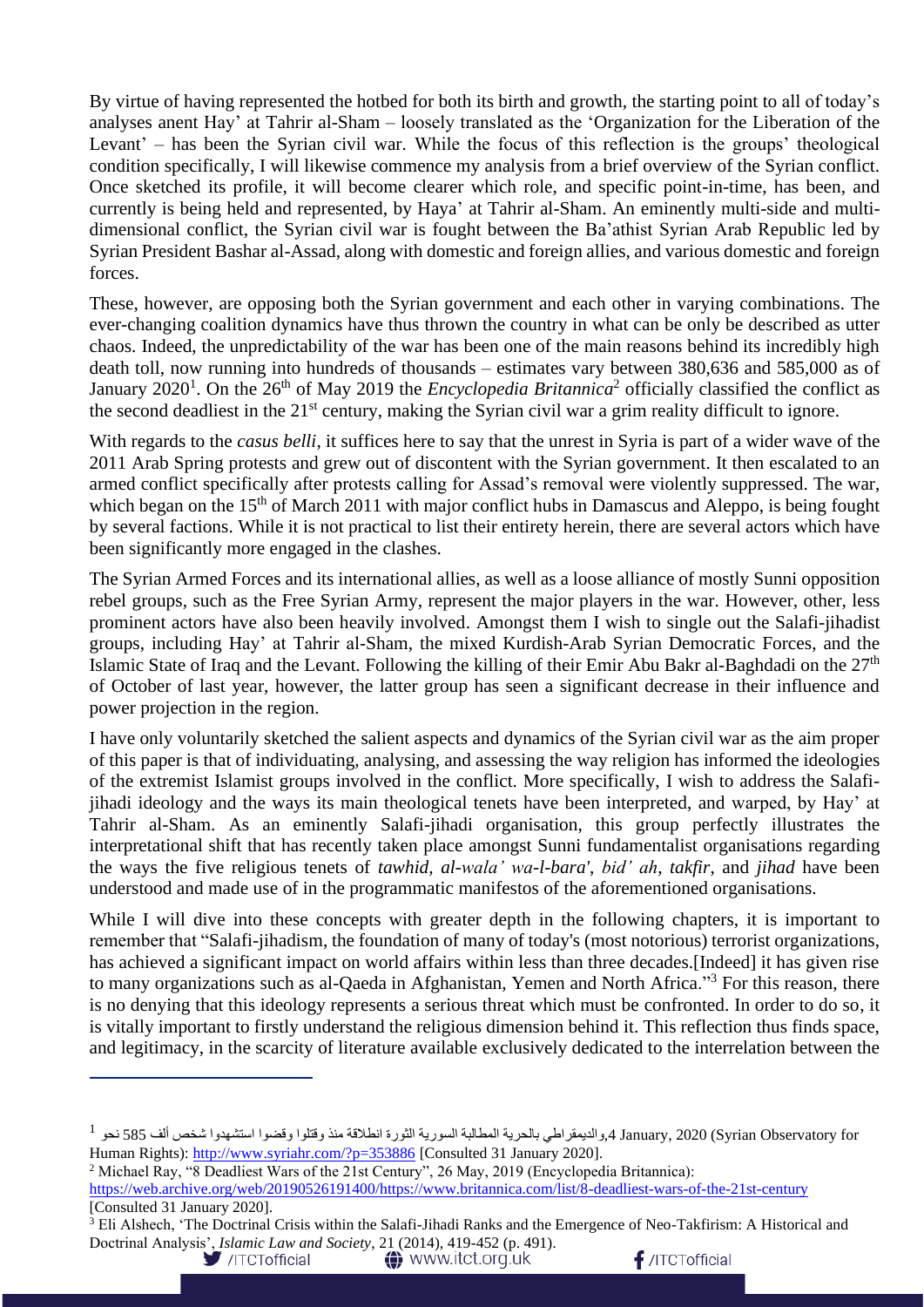By virtue of having represented the hotbed for both its birth and growth, the starting point to all of today's analyses anent Hay' at Tahrir al-Sham – loosely translated as the 'Organization for the Liberation of the Levant' – has been the Syrian civil war. While the focus of this reflection is the groups' theological condition specifically, I will likewise commence my analysis from a brief overview of the Syrian conflict. Once sketched its profile, it will become clearer which role, and specific point-in-time, has been, and currently is being held and represented, by Haya' at Tahrir al-Sham. An eminently multi-side and multi-dimensional conflict, the Syrian civil war is fought between the Ba'athist Syrian Arab Republic led by Syrian President Bashar al-Assad, along with domestic and foreign allies, and various domestic and foreign forces.

These, however, are opposing both the Syrian government and each other in varying combinations. The ever-changing coalition dynamics have thus thrown the country in what can be only be described as utter chaos. Indeed, the unpredictability of the war has been one of the main reasons behind its incredibly high death toll, now running into hundreds of thousands – estimates vary between 380,636 and 585,000 as of January 2020[1]. On the 26th of May 2019 the *Encyclopedia Britannica*[2] officially classified the conflict as the second deadliest in the 21st century, making the Syrian civil war a grim reality difficult to ignore.

With regards to the *casus belli*, it suffices here to say that the unrest in Syria is part of a wider wave of the 2011 Arab Spring protests and grew out of discontent with the Syrian government. It then escalated to an armed conflict specifically after protests calling for Assad's removal were violently suppressed. The war, which began on the 15th of March 2011 with major conflict hubs in Damascus and Aleppo, is being fought by several factions. While it is not practical to list their entirety herein, there are several actors which have been significantly more engaged in the clashes.

The Syrian Armed Forces and its international allies, as well as a loose alliance of mostly Sunni opposition rebel groups, such as the Free Syrian Army, represent the major players in the war. However, other, less prominent actors have also been heavily involved. Amongst them I wish to single out the Salafi-jihadist groups, including Hay' at Tahrir al-Sham, the mixed Kurdish-Arab Syrian Democratic Forces, and the Islamic State of Iraq and the Levant. Following the killing of their Emir Abu Bakr al-Baghdadi on the 27th of October of last year, however, the latter group has seen a significant decrease in their influence and power projection in the region.

I have only voluntarily sketched the salient aspects and dynamics of the Syrian civil war as the aim proper of this paper is that of individuating, analysing, and assessing the way religion has informed the ideologies of the extremist Islamist groups involved in the conflict. More specifically, I wish to address the Salafi-jihadi ideology and the ways its main theological tenets have been interpreted, and warped, by Hay' at Tahrir al-Sham. As an eminently Salafi-jihadi organisation, this group perfectly illustrates the interpretational shift that has recently taken place amongst Sunni fundamentalist organisations regarding the ways the five religious tenets of *tawhid*, *al-wala' wa-l-bara'*, *bid' ah*, *takfir*, and *jihad* have been understood and made use of in the programmatic manifestos of the aforementioned organisations.

While I will dive into these concepts with greater depth in the following chapters, it is important to remember that "Salafi-jihadism, the foundation of many of today's (most notorious) terrorist organizations, has achieved a significant impact on world affairs within less than three decades.[Indeed] it has given rise to many organizations such as al-Qaeda in Afghanistan, Yemen and North Africa."[3] For this reason, there is no denying that this ideology represents a serious threat which must be confronted. In order to do so, it is vitally important to firstly understand the religious dimension behind it. This reflection thus finds space, and legitimacy, in the scarcity of literature available exclusively dedicated to the interrelation between the

---

[1] نحو 585 ألف شخص استشهدوا وقضوا وقتلوا منذ انطلاقة الثورة السورية المطالبة بالحرية والديمقراطي, 4 January, 2020 (Syrian Observatory for Human Rights): http://www.syriahr.com/?p=353886 [Consulted 31 January 2020].

[2] Michael Ray, "8 Deadliest Wars of the 21st Century", 26 May, 2019 (Encyclopedia Britannica): https://web.archive.org/web/20190526191400/https://www.britannica.com/list/8-deadliest-wars-of-the-21st-century [Consulted 31 January 2020].

[3] Eli Alshech, 'The Doctrinal Crisis within the Salafi-Jihadi Ranks and the Emergence of Neo-Takfirism: A Historical and Doctrinal Analysis', *Islamic Law and Society*, 21 (2014), 419-452 (p. 491).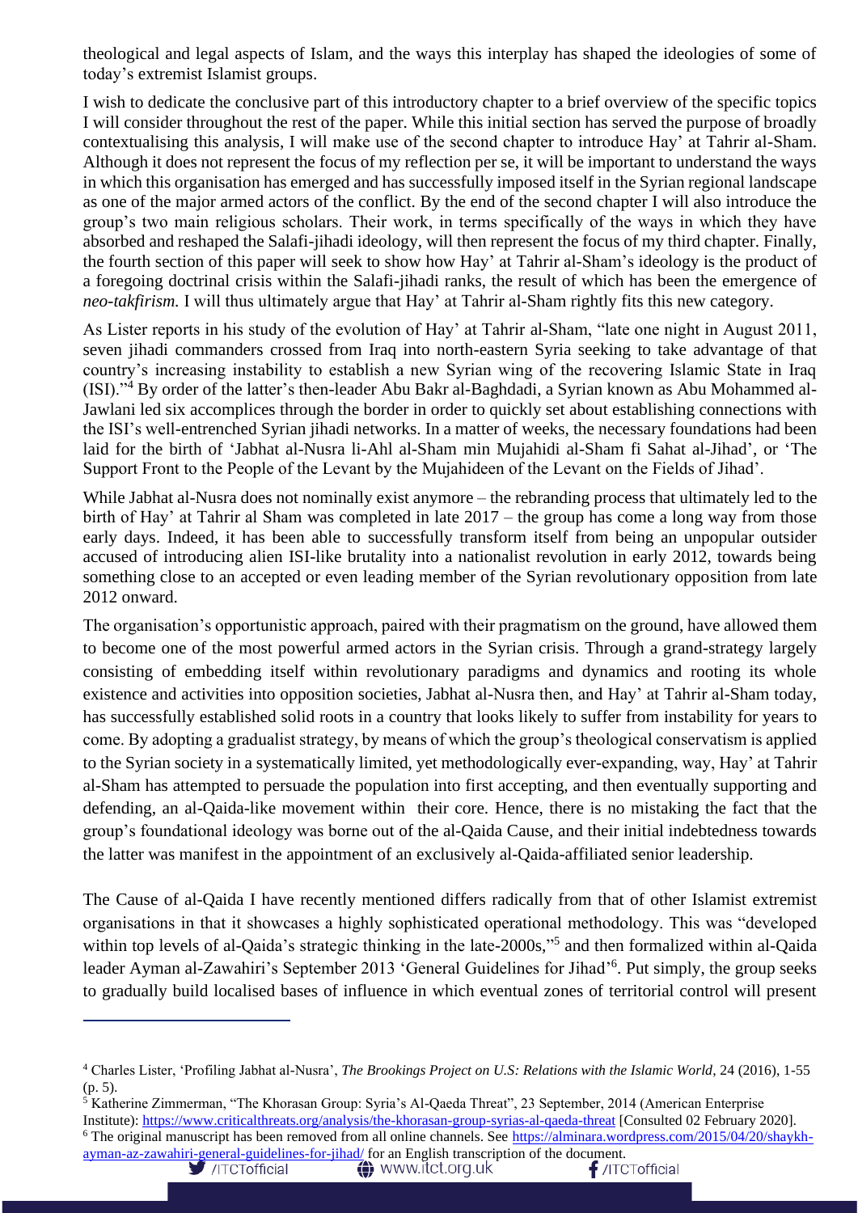theological and legal aspects of Islam, and the ways this interplay has shaped the ideologies of some of today's extremist Islamist groups.

I wish to dedicate the conclusive part of this introductory chapter to a brief overview of the specific topics I will consider throughout the rest of the paper. While this initial section has served the purpose of broadly contextualising this analysis, I will make use of the second chapter to introduce Hay' at Tahrir al-Sham. Although it does not represent the focus of my reflection per se, it will be important to understand the ways in which this organisation has emerged and has successfully imposed itself in the Syrian regional landscape as one of the major armed actors of the conflict. By the end of the second chapter I will also introduce the group's two main religious scholars. Their work, in terms specifically of the ways in which they have absorbed and reshaped the Salafi-jihadi ideology, will then represent the focus of my third chapter. Finally, the fourth section of this paper will seek to show how Hay' at Tahrir al-Sham's ideology is the product of a foregoing doctrinal crisis within the Salafi-jihadi ranks, the result of which has been the emergence of *neo-takfirism.* I will thus ultimately argue that Hay' at Tahrir al-Sham rightly fits this new category.

As Lister reports in his study of the evolution of Hay' at Tahrir al-Sham, "late one night in August 2011, seven jihadi commanders crossed from Iraq into north-eastern Syria seeking to take advantage of that country's increasing instability to establish a new Syrian wing of the recovering Islamic State in Iraq (ISI)."[4] By order of the latter's then-leader Abu Bakr al-Baghdadi, a Syrian known as Abu Mohammed al-Jawlani led six accomplices through the border in order to quickly set about establishing connections with the ISI's well-entrenched Syrian jihadi networks. In a matter of weeks, the necessary foundations had been laid for the birth of 'Jabhat al-Nusra li-Ahl al-Sham min Mujahidi al-Sham fi Sahat al-Jihad', or 'The Support Front to the People of the Levant by the Mujahideen of the Levant on the Fields of Jihad'.

While Jabhat al-Nusra does not nominally exist anymore – the rebranding process that ultimately led to the birth of Hay' at Tahrir al Sham was completed in late 2017 – the group has come a long way from those early days. Indeed, it has been able to successfully transform itself from being an unpopular outsider accused of introducing alien ISI-like brutality into a nationalist revolution in early 2012, towards being something close to an accepted or even leading member of the Syrian revolutionary opposition from late 2012 onward.

The organisation's opportunistic approach, paired with their pragmatism on the ground, have allowed them to become one of the most powerful armed actors in the Syrian crisis. Through a grand-strategy largely consisting of embedding itself within revolutionary paradigms and dynamics and rooting its whole existence and activities into opposition societies, Jabhat al-Nusra then, and Hay' at Tahrir al-Sham today, has successfully established solid roots in a country that looks likely to suffer from instability for years to come. By adopting a gradualist strategy, by means of which the group's theological conservatism is applied to the Syrian society in a systematically limited, yet methodologically ever-expanding, way, Hay' at Tahrir al-Sham has attempted to persuade the population into first accepting, and then eventually supporting and defending, an al-Qaida-like movement within their core. Hence, there is no mistaking the fact that the group's foundational ideology was borne out of the al-Qaida Cause, and their initial indebtedness towards the latter was manifest in the appointment of an exclusively al-Qaida-affiliated senior leadership.

The Cause of al-Qaida I have recently mentioned differs radically from that of other Islamist extremist organisations in that it showcases a highly sophisticated operational methodology. This was "developed within top levels of al-Qaida's strategic thinking in the late-2000s,"[5] and then formalized within al-Qaida leader Ayman al-Zawahiri's September 2013 'General Guidelines for Jihad'[6]. Put simply, the group seeks to gradually build localised bases of influence in which eventual zones of territorial control will present

---

[4] Charles Lister, 'Profiling Jabhat al-Nusra', *The Brookings Project on U.S: Relations with the Islamic World*, 24 (2016), 1-55 (p. 5).

[5] Katherine Zimmerman, "The Khorasan Group: Syria's Al-Qaeda Threat", 23 September, 2014 (American Enterprise Institute): https://www.criticalthreats.org/analysis/the-khorasan-group-syrias-al-qaeda-threat [Consulted 02 February 2020].

[6] The original manuscript has been removed from all online channels. See https://alminara.wordpress.com/2015/04/20/shaykh-ayman-az-zawahiri-general-guidelines-for-jihad/ for an English transcription of the document.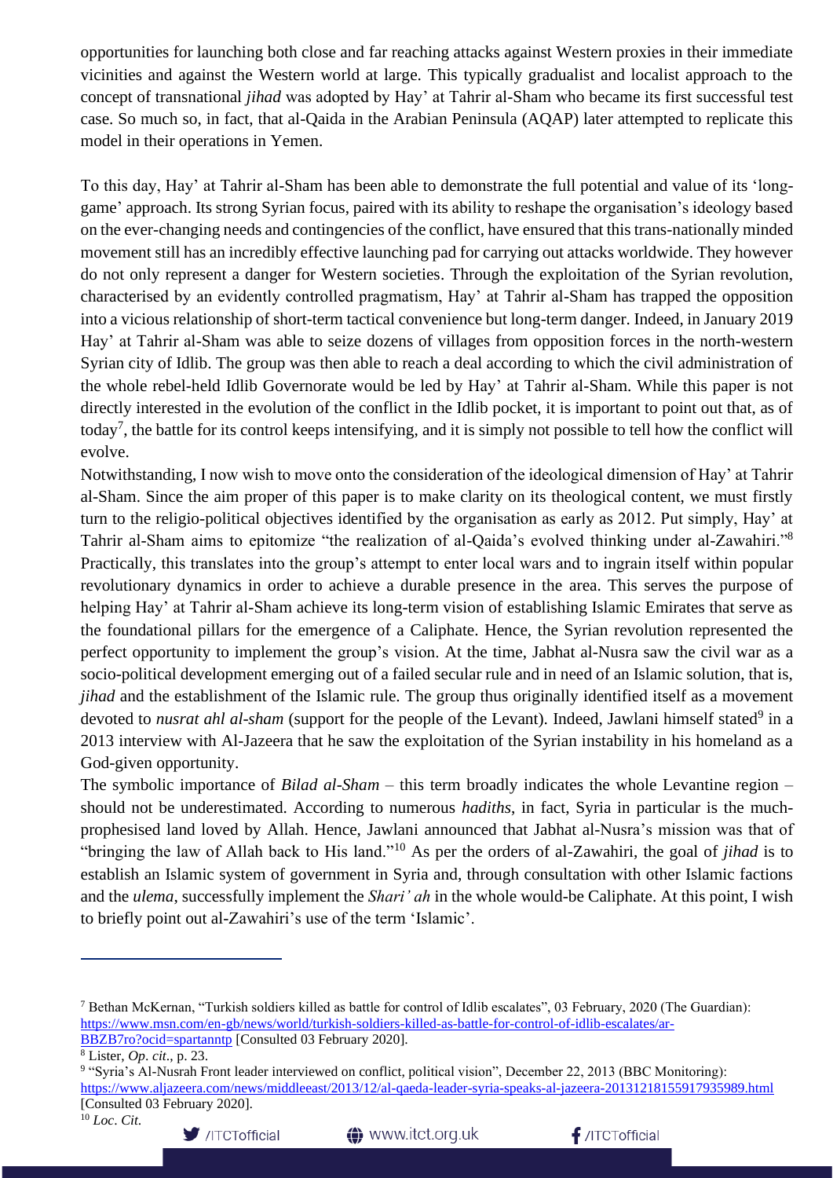opportunities for launching both close and far reaching attacks against Western proxies in their immediate vicinities and against the Western world at large. This typically gradualist and localist approach to the concept of transnational *jihad* was adopted by Hay' at Tahrir al-Sham who became its first successful test case. So much so, in fact, that al-Qaida in the Arabian Peninsula (AQAP) later attempted to replicate this model in their operations in Yemen.

To this day, Hay' at Tahrir al-Sham has been able to demonstrate the full potential and value of its 'long-game' approach. Its strong Syrian focus, paired with its ability to reshape the organisation's ideology based on the ever-changing needs and contingencies of the conflict, have ensured that this trans-nationally minded movement still has an incredibly effective launching pad for carrying out attacks worldwide. They however do not only represent a danger for Western societies. Through the exploitation of the Syrian revolution, characterised by an evidently controlled pragmatism, Hay' at Tahrir al-Sham has trapped the opposition into a vicious relationship of short-term tactical convenience but long-term danger. Indeed, in January 2019 Hay' at Tahrir al-Sham was able to seize dozens of villages from opposition forces in the north-western Syrian city of Idlib. The group was then able to reach a deal according to which the civil administration of the whole rebel-held Idlib Governorate would be led by Hay' at Tahrir al-Sham. While this paper is not directly interested in the evolution of the conflict in the Idlib pocket, it is important to point out that, as of today[7], the battle for its control keeps intensifying, and it is simply not possible to tell how the conflict will evolve.

Notwithstanding, I now wish to move onto the consideration of the ideological dimension of Hay' at Tahrir al-Sham. Since the aim proper of this paper is to make clarity on its theological content, we must firstly turn to the religio-political objectives identified by the organisation as early as 2012. Put simply, Hay' at Tahrir al-Sham aims to epitomize "the realization of al-Qaida's evolved thinking under al-Zawahiri."[8] Practically, this translates into the group's attempt to enter local wars and to ingrain itself within popular revolutionary dynamics in order to achieve a durable presence in the area. This serves the purpose of helping Hay' at Tahrir al-Sham achieve its long-term vision of establishing Islamic Emirates that serve as the foundational pillars for the emergence of a Caliphate. Hence, the Syrian revolution represented the perfect opportunity to implement the group's vision. At the time, Jabhat al-Nusra saw the civil war as a socio-political development emerging out of a failed secular rule and in need of an Islamic solution, that is, *jihad* and the establishment of the Islamic rule. The group thus originally identified itself as a movement devoted to *nusrat ahl al-sham* (support for the people of the Levant). Indeed, Jawlani himself stated[9] in a 2013 interview with Al-Jazeera that he saw the exploitation of the Syrian instability in his homeland as a God-given opportunity.

The symbolic importance of *Bilad al-Sham* – this term broadly indicates the whole Levantine region – should not be underestimated. According to numerous *hadiths*, in fact, Syria in particular is the much-prophesised land loved by Allah. Hence, Jawlani announced that Jabhat al-Nusra's mission was that of "bringing the law of Allah back to His land."[10] As per the orders of al-Zawahiri, the goal of *jihad* is to establish an Islamic system of government in Syria and, through consultation with other Islamic factions and the *ulema*, successfully implement the *Shari' ah* in the whole would-be Caliphate. At this point, I wish to briefly point out al-Zawahiri's use of the term 'Islamic'.

---

[7] Bethan McKernan, "Turkish soldiers killed as battle for control of Idlib escalates", 03 February, 2020 (The Guardian): https://www.msn.com/en-gb/news/world/turkish-soldiers-killed-as-battle-for-control-of-idlib-escalates/ar-BBZB7ro?ocid=spartanntp [Consulted 03 February 2020].

[8] Lister, *Op. cit*., p. 23.

[9] "Syria's Al-Nusrah Front leader interviewed on conflict, political vision", December 22, 2013 (BBC Monitoring): https://www.aljazeera.com/news/middleeast/2013/12/al-qaeda-leader-syria-speaks-al-jazeera-20131218155917935989.html [Consulted 03 February 2020].

[10] *Loc. Cit.*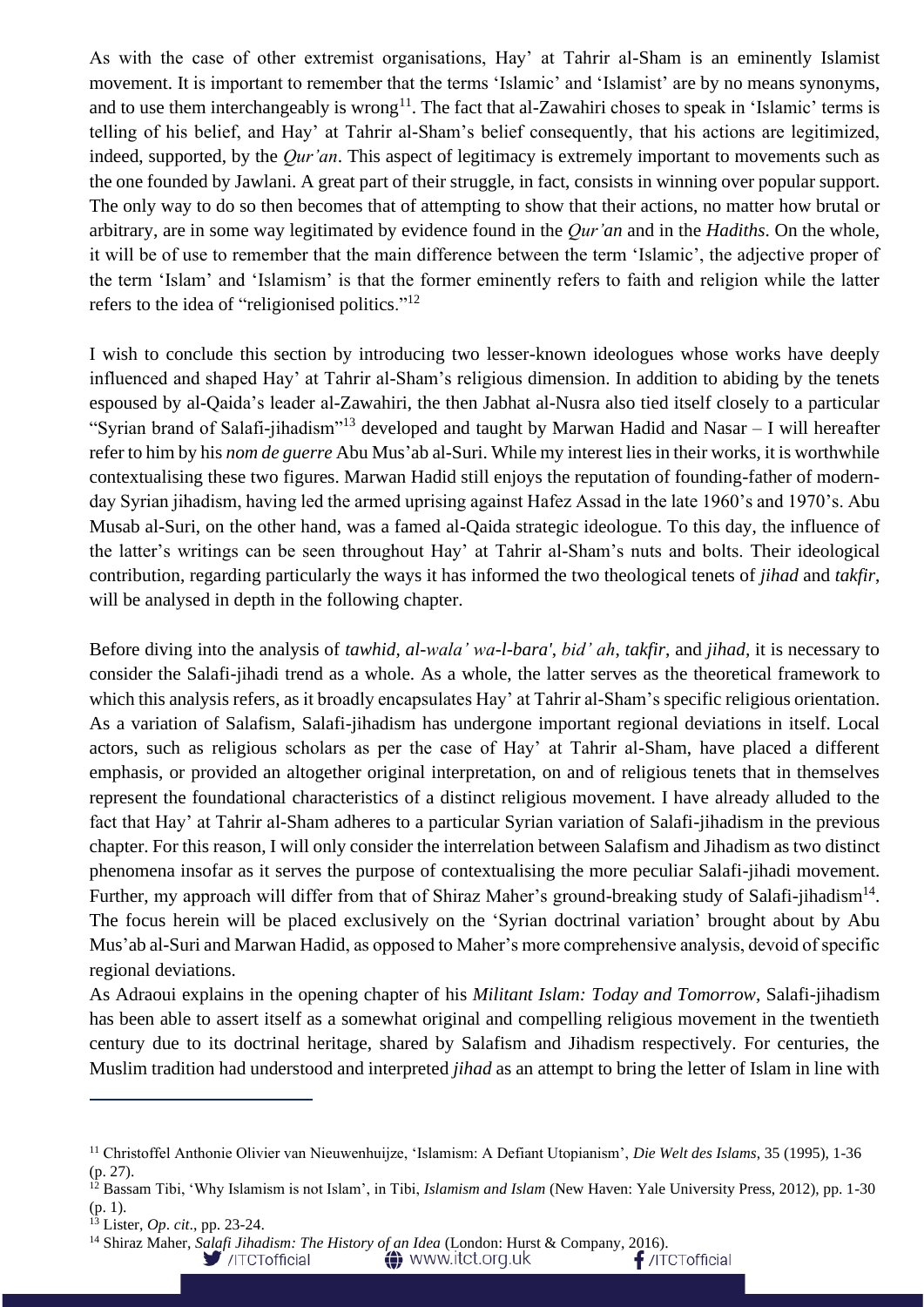As with the case of other extremist organisations, Hay' at Tahrir al-Sham is an eminently Islamist movement. It is important to remember that the terms 'Islamic' and 'Islamist' are by no means synonyms, and to use them interchangeably is wrong[11]. The fact that al-Zawahiri choses to speak in 'Islamic' terms is telling of his belief, and Hay' at Tahrir al-Sham's belief consequently, that his actions are legitimized, indeed, supported, by the *Qur'an*. This aspect of legitimacy is extremely important to movements such as the one founded by Jawlani. A great part of their struggle, in fact, consists in winning over popular support. The only way to do so then becomes that of attempting to show that their actions, no matter how brutal or arbitrary, are in some way legitimated by evidence found in the *Qur'an* and in the *Hadiths*. On the whole, it will be of use to remember that the main difference between the term 'Islamic', the adjective proper of the term 'Islam' and 'Islamism' is that the former eminently refers to faith and religion while the latter refers to the idea of "religionised politics."[12]

I wish to conclude this section by introducing two lesser-known ideologues whose works have deeply influenced and shaped Hay' at Tahrir al-Sham's religious dimension. In addition to abiding by the tenets espoused by al-Qaida's leader al-Zawahiri, the then Jabhat al-Nusra also tied itself closely to a particular "Syrian brand of Salafi-jihadism"[13] developed and taught by Marwan Hadid and Nasar – I will hereafter refer to him by his *nom de guerre* Abu Mus'ab al-Suri. While my interest lies in their works, it is worthwhile contextualising these two figures. Marwan Hadid still enjoys the reputation of founding-father of modern-day Syrian jihadism, having led the armed uprising against Hafez Assad in the late 1960's and 1970's. Abu Musab al-Suri, on the other hand, was a famed al-Qaida strategic ideologue. To this day, the influence of the latter's writings can be seen throughout Hay' at Tahrir al-Sham's nuts and bolts. Their ideological contribution, regarding particularly the ways it has informed the two theological tenets of *jihad* and *takfir*, will be analysed in depth in the following chapter.

Before diving into the analysis of *tawhid*, *al-wala' wa-l-bara'*, *bid' ah*, *takfir*, and *jihad*, it is necessary to consider the Salafi-jihadi trend as a whole. As a whole, the latter serves as the theoretical framework to which this analysis refers, as it broadly encapsulates Hay' at Tahrir al-Sham's specific religious orientation. As a variation of Salafism, Salafi-jihadism has undergone important regional deviations in itself. Local actors, such as religious scholars as per the case of Hay' at Tahrir al-Sham, have placed a different emphasis, or provided an altogether original interpretation, on and of religious tenets that in themselves represent the foundational characteristics of a distinct religious movement. I have already alluded to the fact that Hay' at Tahrir al-Sham adheres to a particular Syrian variation of Salafi-jihadism in the previous chapter. For this reason, I will only consider the interrelation between Salafism and Jihadism as two distinct phenomena insofar as it serves the purpose of contextualising the more peculiar Salafi-jihadi movement. Further, my approach will differ from that of Shiraz Maher's ground-breaking study of Salafi-jihadism[14]. The focus herein will be placed exclusively on the 'Syrian doctrinal variation' brought about by Abu Mus'ab al-Suri and Marwan Hadid, as opposed to Maher's more comprehensive analysis, devoid of specific regional deviations.

As Adraoui explains in the opening chapter of his *Militant Islam: Today and Tomorrow*, Salafi-jihadism has been able to assert itself as a somewhat original and compelling religious movement in the twentieth century due to its doctrinal heritage, shared by Salafism and Jihadism respectively. For centuries, the Muslim tradition had understood and interpreted *jihad* as an attempt to bring the letter of Islam in line with

---

[11] Christoffel Anthonie Olivier van Nieuwenhuijze, 'Islamism: A Defiant Utopianism', *Die Welt des Islams*, 35 (1995), 1-36 (p. 27).

[12] Bassam Tibi, 'Why Islamism is not Islam', in Tibi, *Islamism and Islam* (New Haven: Yale University Press, 2012), pp. 1-30 (p. 1).

[13] Lister, *Op*. *cit*., pp. 23-24.

[14] Shiraz Maher, *Salafi Jihadism: The History of an Idea* (London: Hurst & Company, 2016).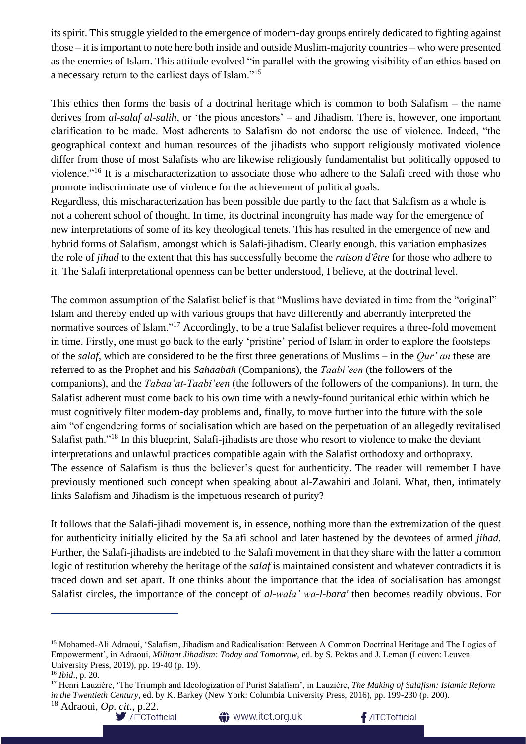its spirit. This struggle yielded to the emergence of modern-day groups entirely dedicated to fighting against those – it is important to note here both inside and outside Muslim-majority countries – who were presented as the enemies of Islam. This attitude evolved "in parallel with the growing visibility of an ethics based on a necessary return to the earliest days of Islam."[15]

This ethics then forms the basis of a doctrinal heritage which is common to both Salafism – the name derives from *al-salaf al-salih*, or 'the pious ancestors' – and Jihadism. There is, however, one important clarification to be made. Most adherents to Salafism do not endorse the use of violence. Indeed, "the geographical context and human resources of the jihadists who support religiously motivated violence differ from those of most Salafists who are likewise religiously fundamentalist but politically opposed to violence."[16] It is a mischaracterization to associate those who adhere to the Salafi creed with those who promote indiscriminate use of violence for the achievement of political goals.

Regardless, this mischaracterization has been possible due partly to the fact that Salafism as a whole is not a coherent school of thought. In time, its doctrinal incongruity has made way for the emergence of new interpretations of some of its key theological tenets. This has resulted in the emergence of new and hybrid forms of Salafism, amongst which is Salafi-jihadism. Clearly enough, this variation emphasizes the role of *jihad* to the extent that this has successfully become the *raison d'être* for those who adhere to it. The Salafi interpretational openness can be better understood, I believe, at the doctrinal level.

The common assumption of the Salafist belief is that "Muslims have deviated in time from the "original" Islam and thereby ended up with various groups that have differently and aberrantly interpreted the normative sources of Islam."[17] Accordingly, to be a true Salafist believer requires a three-fold movement in time. Firstly, one must go back to the early 'pristine' period of Islam in order to explore the footsteps of the *salaf*, which are considered to be the first three generations of Muslims – in the *Qur' an* these are referred to as the Prophet and his *Sahaabah* (Companions), the *Taabi'een* (the followers of the companions), and the *Tabaa'at-Taabi'een* (the followers of the followers of the companions). In turn, the Salafist adherent must come back to his own time with a newly-found puritanical ethic within which he must cognitively filter modern-day problems and, finally, to move further into the future with the sole aim "of engendering forms of socialisation which are based on the perpetuation of an allegedly revitalised Salafist path."[18] In this blueprint, Salafi-jihadists are those who resort to violence to make the deviant interpretations and unlawful practices compatible again with the Salafist orthodoxy and orthopraxy.

The essence of Salafism is thus the believer's quest for authenticity. The reader will remember I have previously mentioned such concept when speaking about al-Zawahiri and Jolani. What, then, intimately links Salafism and Jihadism is the impetuous research of purity?

It follows that the Salafi-jihadi movement is, in essence, nothing more than the extremization of the quest for authenticity initially elicited by the Salafi school and later hastened by the devotees of armed *jihad*. Further, the Salafi-jihadists are indebted to the Salafi movement in that they share with the latter a common logic of restitution whereby the heritage of the *salaf* is maintained consistent and whatever contradicts it is traced down and set apart. If one thinks about the importance that the idea of socialisation has amongst Salafist circles, the importance of the concept of *al-wala' wa-l-bara'* then becomes readily obvious. For

---

[15] Mohamed-Ali Adraoui, 'Salafism, Jihadism and Radicalisation: Between A Common Doctrinal Heritage and The Logics of Empowerment', in Adraoui, *Militant Jihadism: Today and Tomorrow,* ed. by S. Pektas and J. Leman (Leuven: Leuven University Press, 2019), pp. 19-40 (p. 19).

[16] *Ibid*., p. 20.

[17] Henri Lauzière, 'The Triumph and Ideologization of Purist Salafism', in Lauzière, *The Making of Salafism: Islamic Reform in the Twentieth Century*, ed. by K. Barkey (New York: Columbia University Press, 2016), pp. 199-230 (p. 200).

[18] Adraoui, *Op. cit*., p.22.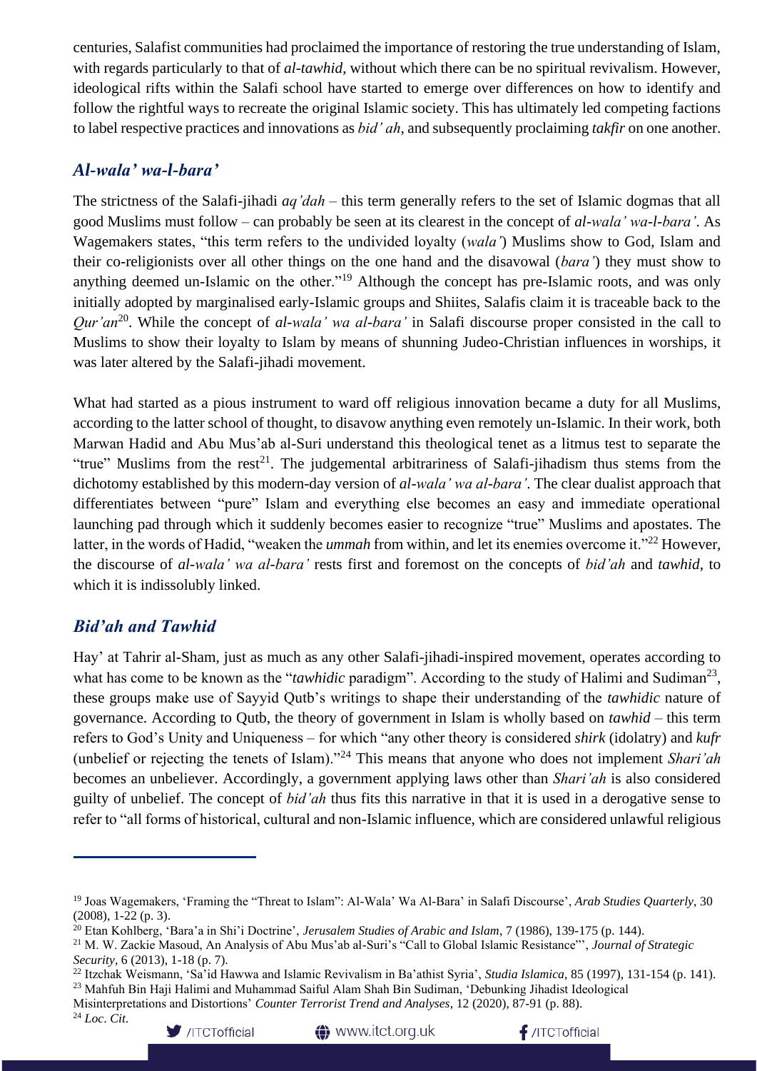centuries, Salafist communities had proclaimed the importance of restoring the true understanding of Islam, with regards particularly to that of *al-tawhid*, without which there can be no spiritual revivalism. However, ideological rifts within the Salafi school have started to emerge over differences on how to identify and follow the rightful ways to recreate the original Islamic society. This has ultimately led competing factions to label respective practices and innovations as *bid' ah*, and subsequently proclaiming *takfir* on one another.

## *Al-wala' wa-l-bara'*

The strictness of the Salafi-jihadi *aq'dah* – this term generally refers to the set of Islamic dogmas that all good Muslims must follow – can probably be seen at its clearest in the concept of *al-wala' wa-l-bara'*. As Wagemakers states, "this term refers to the undivided loyalty (*wala'*) Muslims show to God, Islam and their co-religionists over all other things on the one hand and the disavowal (*bara'*) they must show to anything deemed un-Islamic on the other."[19] Although the concept has pre-Islamic roots, and was only initially adopted by marginalised early-Islamic groups and Shiites, Salafis claim it is traceable back to the *Qur'an*[20]. While the concept of *al-wala' wa al-bara'* in Salafi discourse proper consisted in the call to Muslims to show their loyalty to Islam by means of shunning Judeo-Christian influences in worships, it was later altered by the Salafi-jihadi movement.

What had started as a pious instrument to ward off religious innovation became a duty for all Muslims, according to the latter school of thought, to disavow anything even remotely un-Islamic. In their work, both Marwan Hadid and Abu Mus'ab al-Suri understand this theological tenet as a litmus test to separate the "true" Muslims from the rest[21]. The judgemental arbitrariness of Salafi-jihadism thus stems from the dichotomy established by this modern-day version of *al-wala' wa al-bara'*. The clear dualist approach that differentiates between "pure" Islam and everything else becomes an easy and immediate operational launching pad through which it suddenly becomes easier to recognize "true" Muslims and apostates. The latter, in the words of Hadid, "weaken the *ummah* from within, and let its enemies overcome it."[22] However, the discourse of *al-wala' wa al-bara'* rests first and foremost on the concepts of *bid'ah* and *tawhid*, to which it is indissolubly linked.

## *Bid'ah and Tawhid*

Hay' at Tahrir al-Sham, just as much as any other Salafi-jihadi-inspired movement, operates according to what has come to be known as the "*tawhidic* paradigm". According to the study of Halimi and Sudiman[23], these groups make use of Sayyid Qutb's writings to shape their understanding of the *tawhidic* nature of governance. According to Qutb, the theory of government in Islam is wholly based on *tawhid* – this term refers to God's Unity and Uniqueness – for which "any other theory is considered *shirk* (idolatry) and *kufr* (unbelief or rejecting the tenets of Islam)."[24] This means that anyone who does not implement *Shari'ah* becomes an unbeliever. Accordingly, a government applying laws other than *Shari'ah* is also considered guilty of unbelief. The concept of *bid'ah* thus fits this narrative in that it is used in a derogative sense to refer to "all forms of historical, cultural and non-Islamic influence, which are considered unlawful religious

---

[19] Joas Wagemakers, 'Framing the "Threat to Islam": Al-Wala' Wa Al-Bara' in Salafi Discourse', *Arab Studies Quarterly*, 30 (2008), 1-22 (p. 3).

[20] Etan Kohlberg, 'Bara'a in Shi'i Doctrine', *Jerusalem Studies of Arabic and Islam*, 7 (1986), 139-175 (p. 144).

[21] M. W. Zackie Masoud, An Analysis of Abu Mus'ab al-Suri's "Call to Global Islamic Resistance"', *Journal of Strategic Security*, 6 (2013), 1-18 (p. 7).

[22] Itzchak Weismann, 'Sa'id Hawwa and Islamic Revivalism in Ba'athist Syria', *Studia Islamica*, 85 (1997), 131-154 (p. 141).

[23] Mahfuh Bin Haji Halimi and Muhammad Saiful Alam Shah Bin Sudiman, 'Debunking Jihadist Ideological Misinterpretations and Distortions' *Counter Terrorist Trend and Analyses*, 12 (2020), 87-91 (p. 88).

[24] *Loc. Cit.*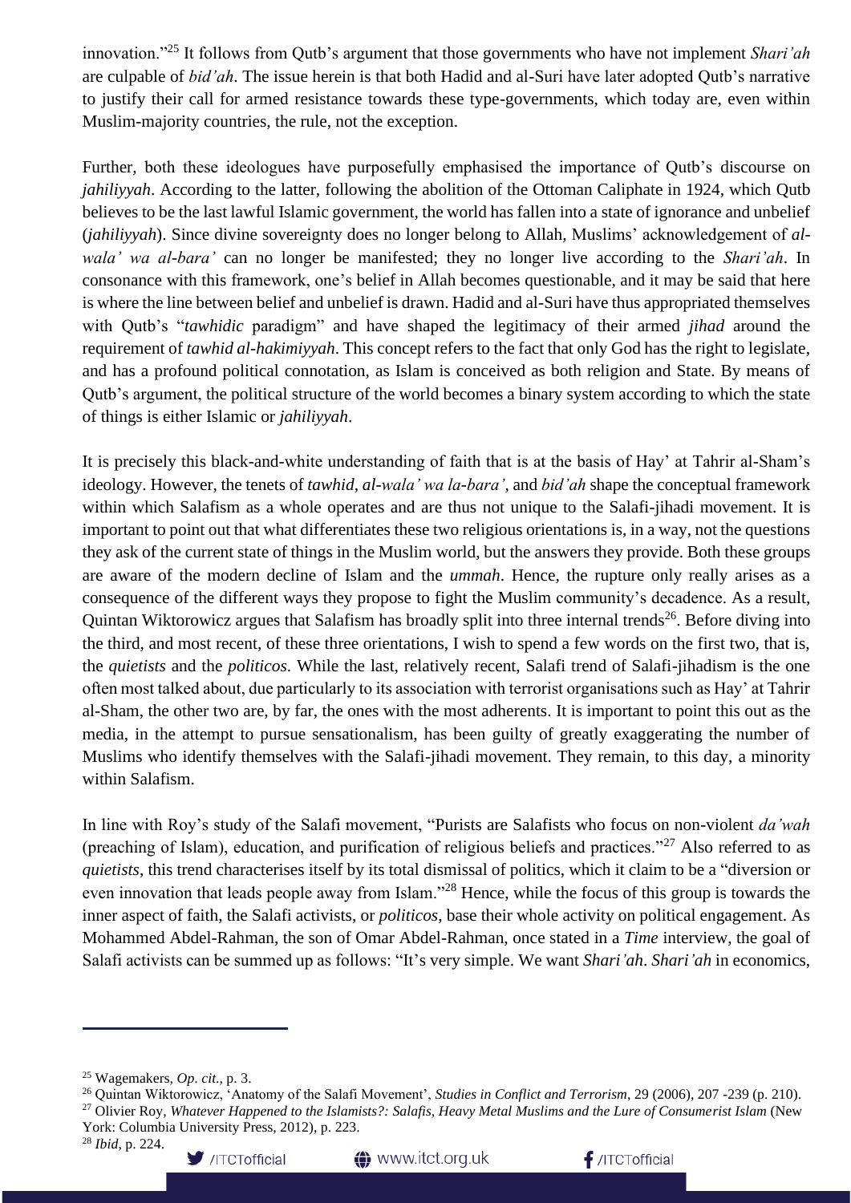innovation."[25] It follows from Qutb's argument that those governments who have not implement *Shari'ah* are culpable of *bid'ah*. The issue herein is that both Hadid and al-Suri have later adopted Qutb's narrative to justify their call for armed resistance towards these type-governments, which today are, even within Muslim-majority countries, the rule, not the exception.

Further, both these ideologues have purposefully emphasised the importance of Qutb's discourse on *jahiliyyah*. According to the latter, following the abolition of the Ottoman Caliphate in 1924, which Qutb believes to be the last lawful Islamic government, the world has fallen into a state of ignorance and unbelief (*jahiliyyah*). Since divine sovereignty does no longer belong to Allah, Muslims' acknowledgement of *al-wala' wa al-bara'* can no longer be manifested; they no longer live according to the *Shari'ah*. In consonance with this framework, one's belief in Allah becomes questionable, and it may be said that here is where the line between belief and unbelief is drawn. Hadid and al-Suri have thus appropriated themselves with Qutb's "*tawhidic* paradigm" and have shaped the legitimacy of their armed *jihad* around the requirement of *tawhid al-hakimiyyah*. This concept refers to the fact that only God has the right to legislate, and has a profound political connotation, as Islam is conceived as both religion and State. By means of Qutb's argument, the political structure of the world becomes a binary system according to which the state of things is either Islamic or *jahiliyyah*.

It is precisely this black-and-white understanding of faith that is at the basis of Hay' at Tahrir al-Sham's ideology. However, the tenets of *tawhid*, *al-wala' wa la-bara'*, and *bid'ah* shape the conceptual framework within which Salafism as a whole operates and are thus not unique to the Salafi-jihadi movement. It is important to point out that what differentiates these two religious orientations is, in a way, not the questions they ask of the current state of things in the Muslim world, but the answers they provide. Both these groups are aware of the modern decline of Islam and the *ummah*. Hence, the rupture only really arises as a consequence of the different ways they propose to fight the Muslim community's decadence. As a result, Quintan Wiktorowicz argues that Salafism has broadly split into three internal trends[26]. Before diving into the third, and most recent, of these three orientations, I wish to spend a few words on the first two, that is, the *quietists* and the *politicos*. While the last, relatively recent, Salafi trend of Salafi-jihadism is the one often most talked about, due particularly to its association with terrorist organisations such as Hay' at Tahrir al-Sham, the other two are, by far, the ones with the most adherents. It is important to point this out as the media, in the attempt to pursue sensationalism, has been guilty of greatly exaggerating the number of Muslims who identify themselves with the Salafi-jihadi movement. They remain, to this day, a minority within Salafism.

In line with Roy's study of the Salafi movement, "Purists are Salafists who focus on non-violent *da'wah* (preaching of Islam), education, and purification of religious beliefs and practices."[27] Also referred to as *quietists*, this trend characterises itself by its total dismissal of politics, which it claim to be a "diversion or even innovation that leads people away from Islam."[28] Hence, while the focus of this group is towards the inner aspect of faith, the Salafi activists, or *politicos*, base their whole activity on political engagement. As Mohammed Abdel-Rahman, the son of Omar Abdel-Rahman, once stated in a *Time* interview, the goal of Salafi activists can be summed up as follows: "It's very simple. We want *Shari'ah*. *Shari'ah* in economics,

---

[25] Wagemakers, *Op. cit.*, p. 3.

[26] Quintan Wiktorowicz, 'Anatomy of the Salafi Movement', *Studies in Conflict and Terrorism*, 29 (2006), 207 -239 (p. 210).

[27] Olivier Roy, *Whatever Happened to the Islamists?: Salafis, Heavy Metal Muslims and the Lure of Consumerist Islam* (New York: Columbia University Press, 2012), p. 223.

[28] *Ibid*, p. 224.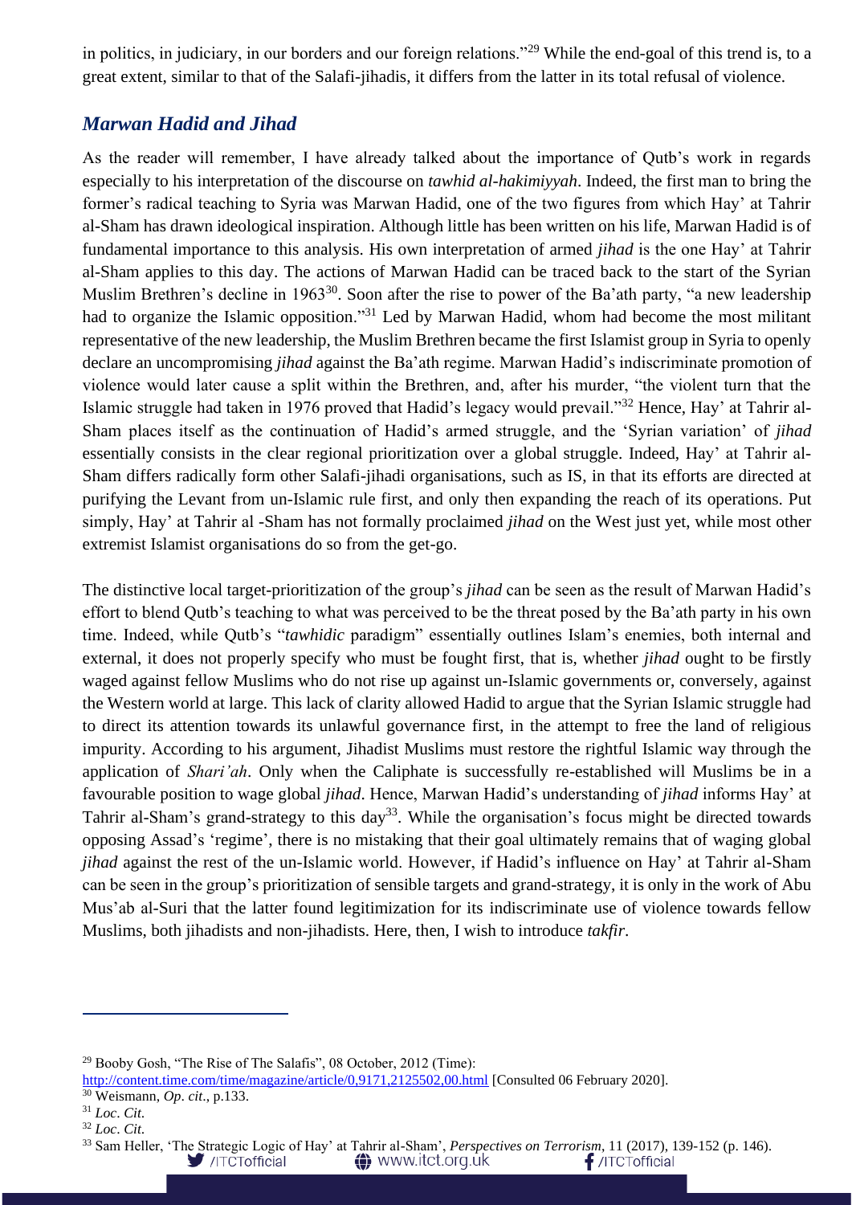in politics, in judiciary, in our borders and our foreign relations."[29] While the end-goal of this trend is, to a great extent, similar to that of the Salafi-jihadis, it differs from the latter in its total refusal of violence.

## *Marwan Hadid and Jihad*

As the reader will remember, I have already talked about the importance of Qutb's work in regards especially to his interpretation of the discourse on *tawhid al-hakimiyyah*. Indeed, the first man to bring the former's radical teaching to Syria was Marwan Hadid, one of the two figures from which Hay' at Tahrir al-Sham has drawn ideological inspiration. Although little has been written on his life, Marwan Hadid is of fundamental importance to this analysis. His own interpretation of armed *jihad* is the one Hay' at Tahrir al-Sham applies to this day. The actions of Marwan Hadid can be traced back to the start of the Syrian Muslim Brethren's decline in 1963[30]. Soon after the rise to power of the Ba'ath party, "a new leadership had to organize the Islamic opposition."[31] Led by Marwan Hadid, whom had become the most militant representative of the new leadership, the Muslim Brethren became the first Islamist group in Syria to openly declare an uncompromising *jihad* against the Ba'ath regime. Marwan Hadid's indiscriminate promotion of violence would later cause a split within the Brethren, and, after his murder, "the violent turn that the Islamic struggle had taken in 1976 proved that Hadid's legacy would prevail."[32] Hence, Hay' at Tahrir al-Sham places itself as the continuation of Hadid's armed struggle, and the 'Syrian variation' of *jihad* essentially consists in the clear regional prioritization over a global struggle. Indeed, Hay' at Tahrir al-Sham differs radically form other Salafi-jihadi organisations, such as IS, in that its efforts are directed at purifying the Levant from un-Islamic rule first, and only then expanding the reach of its operations. Put simply, Hay' at Tahrir al -Sham has not formally proclaimed *jihad* on the West just yet, while most other extremist Islamist organisations do so from the get-go.

The distinctive local target-prioritization of the group's *jihad* can be seen as the result of Marwan Hadid's effort to blend Qutb's teaching to what was perceived to be the threat posed by the Ba'ath party in his own time. Indeed, while Qutb's "*tawhidic* paradigm" essentially outlines Islam's enemies, both internal and external, it does not properly specify who must be fought first, that is, whether *jihad* ought to be firstly waged against fellow Muslims who do not rise up against un-Islamic governments or, conversely, against the Western world at large. This lack of clarity allowed Hadid to argue that the Syrian Islamic struggle had to direct its attention towards its unlawful governance first, in the attempt to free the land of religious impurity. According to his argument, Jihadist Muslims must restore the rightful Islamic way through the application of *Shari'ah*. Only when the Caliphate is successfully re-established will Muslims be in a favourable position to wage global *jihad*. Hence, Marwan Hadid's understanding of *jihad* informs Hay' at Tahrir al-Sham's grand-strategy to this day[33]. While the organisation's focus might be directed towards opposing Assad's 'regime', there is no mistaking that their goal ultimately remains that of waging global *jihad* against the rest of the un-Islamic world. However, if Hadid's influence on Hay' at Tahrir al-Sham can be seen in the group's prioritization of sensible targets and grand-strategy, it is only in the work of Abu Mus'ab al-Suri that the latter found legitimization for its indiscriminate use of violence towards fellow Muslims, both jihadists and non-jihadists. Here, then, I wish to introduce *takfir*.

---

[29] Booby Gosh, "The Rise of The Salafis", 08 October, 2012 (Time): http://content.time.com/time/magazine/article/0,9171,2125502,00.html [Consulted 06 February 2020].

[30] Weismann, *Op. cit.*, p.133.

[31] *Loc. Cit.*

[32] *Loc. Cit.*

[33] Sam Heller, 'The Strategic Logic of Hay' at Tahrir al-Sham', *Perspectives on Terrorism*, 11 (2017), 139-152 (p. 146).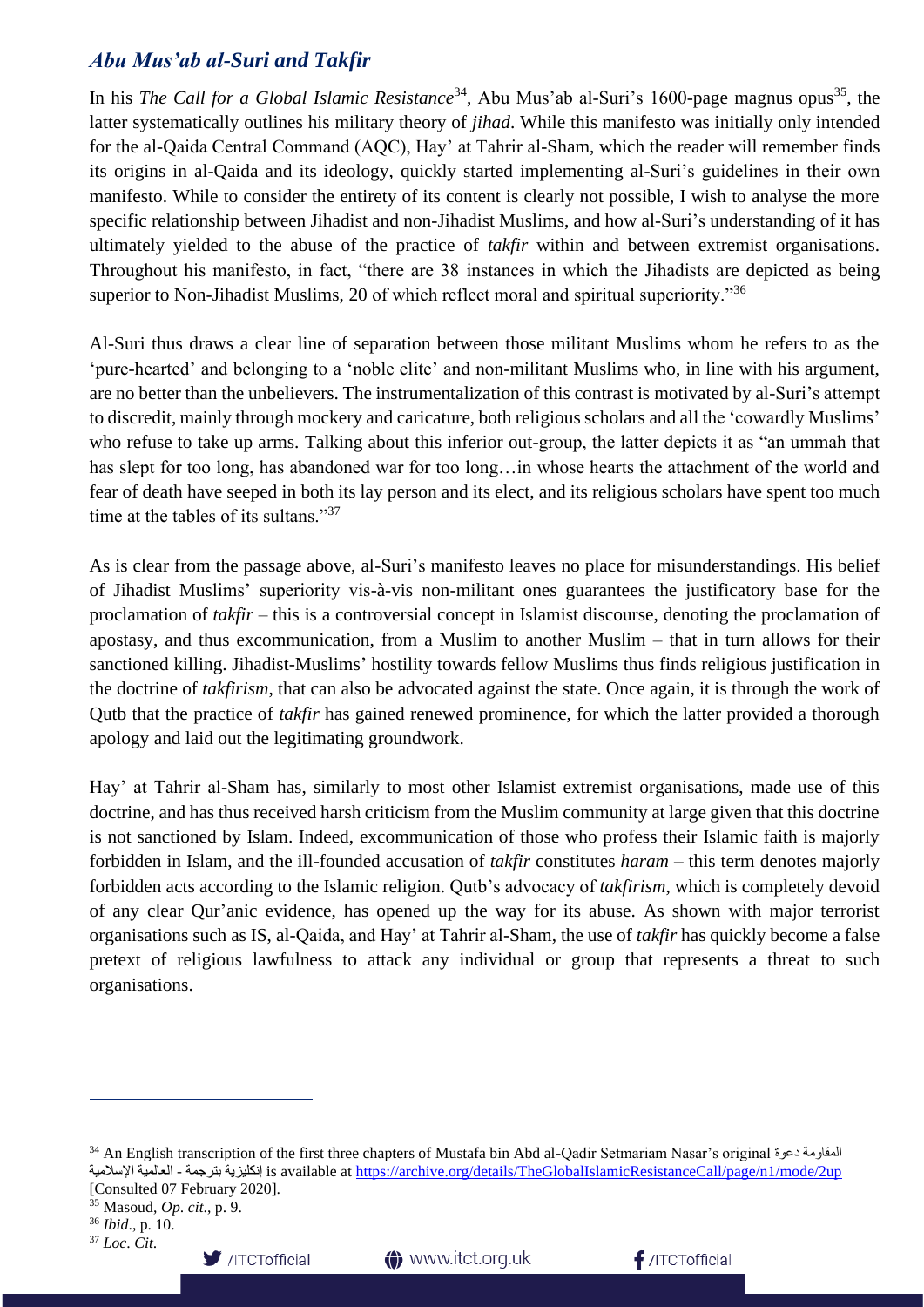## *Abu Mus'ab al-Suri and Takfir*

In his *The Call for a Global Islamic Resistance*[34], Abu Mus'ab al-Suri's 1600-page magnus opus[35], the latter systematically outlines his military theory of *jihad*. While this manifesto was initially only intended for the al-Qaida Central Command (AQC), Hay' at Tahrir al-Sham, which the reader will remember finds its origins in al-Qaida and its ideology, quickly started implementing al-Suri's guidelines in their own manifesto. While to consider the entirety of its content is clearly not possible, I wish to analyse the more specific relationship between Jihadist and non-Jihadist Muslims, and how al-Suri's understanding of it has ultimately yielded to the abuse of the practice of *takfir* within and between extremist organisations. Throughout his manifesto, in fact, "there are 38 instances in which the Jihadists are depicted as being superior to Non-Jihadist Muslims, 20 of which reflect moral and spiritual superiority."[36]

Al-Suri thus draws a clear line of separation between those militant Muslims whom he refers to as the 'pure-hearted' and belonging to a 'noble elite' and non-militant Muslims who, in line with his argument, are no better than the unbelievers. The instrumentalization of this contrast is motivated by al-Suri's attempt to discredit, mainly through mockery and caricature, both religious scholars and all the 'cowardly Muslims' who refuse to take up arms. Talking about this inferior out-group, the latter depicts it as "an ummah that has slept for too long, has abandoned war for too long…in whose hearts the attachment of the world and fear of death have seeped in both its lay person and its elect, and its religious scholars have spent too much time at the tables of its sultans."[37]

As is clear from the passage above, al-Suri's manifesto leaves no place for misunderstandings. His belief of Jihadist Muslims' superiority vis-à-vis non-militant ones guarantees the justificatory base for the proclamation of *takfir* – this is a controversial concept in Islamist discourse, denoting the proclamation of apostasy, and thus excommunication, from a Muslim to another Muslim – that in turn allows for their sanctioned killing. Jihadist-Muslims' hostility towards fellow Muslims thus finds religious justification in the doctrine of *takfirism*, that can also be advocated against the state. Once again, it is through the work of Qutb that the practice of *takfir* has gained renewed prominence, for which the latter provided a thorough apology and laid out the legitimating groundwork.

Hay' at Tahrir al-Sham has, similarly to most other Islamist extremist organisations, made use of this doctrine, and has thus received harsh criticism from the Muslim community at large given that this doctrine is not sanctioned by Islam. Indeed, excommunication of those who profess their Islamic faith is majorly forbidden in Islam, and the ill-founded accusation of *takfir* constitutes *haram* – this term denotes majorly forbidden acts according to the Islamic religion. Qutb's advocacy of *takfirism*, which is completely devoid of any clear Qur'anic evidence, has opened up the way for its abuse. As shown with major terrorist organisations such as IS, al-Qaida, and Hay' at Tahrir al-Sham, the use of *takfir* has quickly become a false pretext of religious lawfulness to attack any individual or group that represents a threat to such organisations.

---

[34] An English transcription of the first three chapters of Mustafa bin Abd al-Qadir Setmariam Nasar's original دعوة المقاومة الإسلامية العالمية - بترجمة إنكليزية is available at https://archive.org/details/TheGlobalIslamicResistanceCall/page/n1/mode/2up [Consulted 07 February 2020].

[35] Masoud, *Op. cit*., p. 9.

[36] *Ibid*., p. 10.

[37] *Loc. Cit.*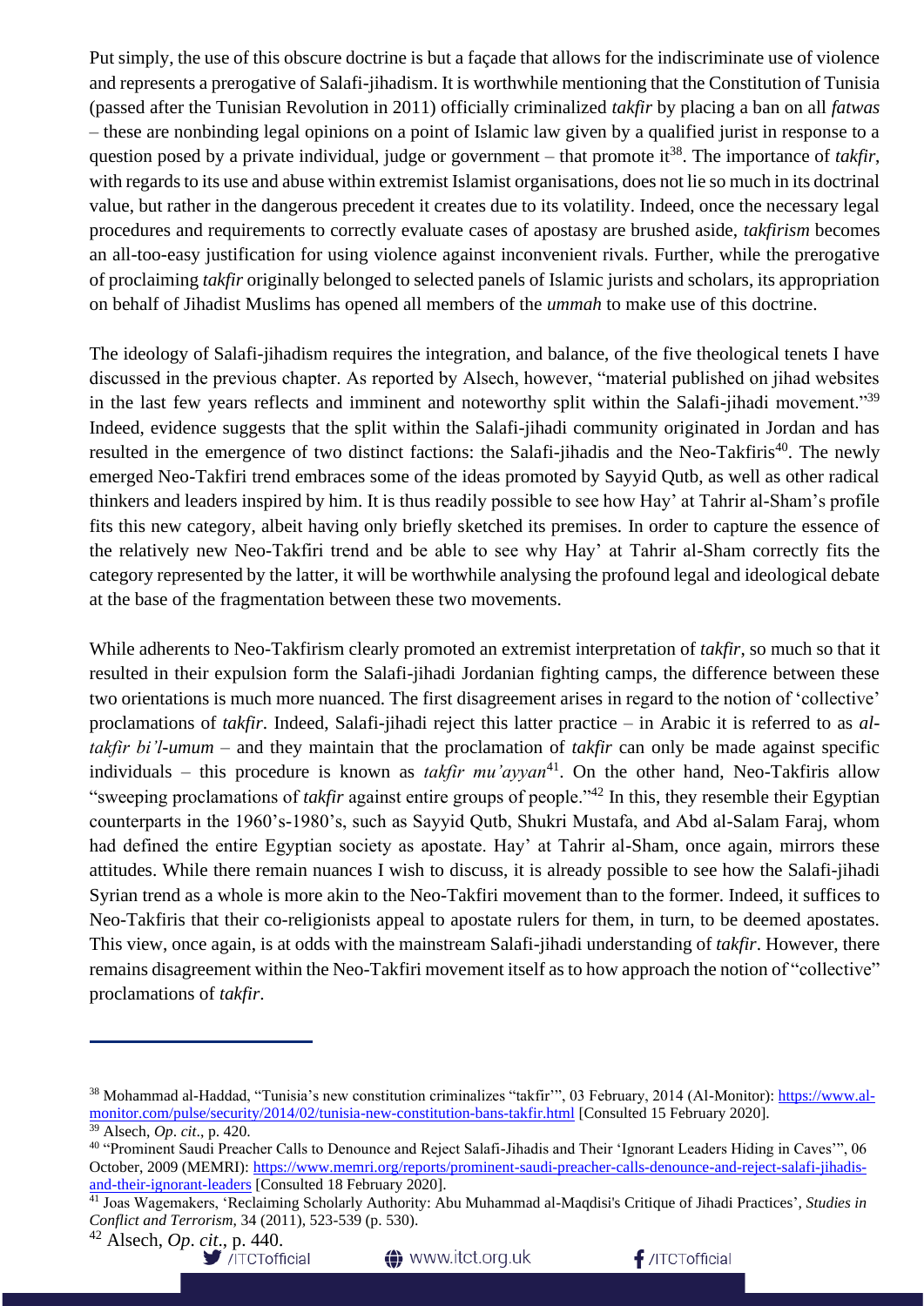Put simply, the use of this obscure doctrine is but a façade that allows for the indiscriminate use of violence and represents a prerogative of Salafi-jihadism. It is worthwhile mentioning that the Constitution of Tunisia (passed after the Tunisian Revolution in 2011) officially criminalized *takfir* by placing a ban on all *fatwas* – these are nonbinding legal opinions on a point of Islamic law given by a qualified jurist in response to a question posed by a private individual, judge or government – that promote it[38]. The importance of *takfir*, with regards to its use and abuse within extremist Islamist organisations, does not lie so much in its doctrinal value, but rather in the dangerous precedent it creates due to its volatility. Indeed, once the necessary legal procedures and requirements to correctly evaluate cases of apostasy are brushed aside, *takfirism* becomes an all-too-easy justification for using violence against inconvenient rivals. Further, while the prerogative of proclaiming *takfir* originally belonged to selected panels of Islamic jurists and scholars, its appropriation on behalf of Jihadist Muslims has opened all members of the *ummah* to make use of this doctrine.

The ideology of Salafi-jihadism requires the integration, and balance, of the five theological tenets I have discussed in the previous chapter. As reported by Alsech, however, "material published on jihad websites in the last few years reflects and imminent and noteworthy split within the Salafi-jihadi movement."[39] Indeed, evidence suggests that the split within the Salafi-jihadi community originated in Jordan and has resulted in the emergence of two distinct factions: the Salafi-jihadis and the Neo-Takfiris[40]. The newly emerged Neo-Takfiri trend embraces some of the ideas promoted by Sayyid Qutb, as well as other radical thinkers and leaders inspired by him. It is thus readily possible to see how Hay' at Tahrir al-Sham's profile fits this new category, albeit having only briefly sketched its premises. In order to capture the essence of the relatively new Neo-Takfiri trend and be able to see why Hay' at Tahrir al-Sham correctly fits the category represented by the latter, it will be worthwhile analysing the profound legal and ideological debate at the base of the fragmentation between these two movements.

While adherents to Neo-Takfirism clearly promoted an extremist interpretation of *takfir*, so much so that it resulted in their expulsion form the Salafi-jihadi Jordanian fighting camps, the difference between these two orientations is much more nuanced. The first disagreement arises in regard to the notion of 'collective' proclamations of *takfir*. Indeed, Salafi-jihadi reject this latter practice – in Arabic it is referred to as *al-takfir bi'l-umum* – and they maintain that the proclamation of *takfir* can only be made against specific individuals – this procedure is known as *takfir mu'ayyan*[41]. On the other hand, Neo-Takfiris allow "sweeping proclamations of *takfir* against entire groups of people."[42] In this, they resemble their Egyptian counterparts in the 1960's-1980's, such as Sayyid Qutb, Shukri Mustafa, and Abd al-Salam Faraj, whom had defined the entire Egyptian society as apostate. Hay' at Tahrir al-Sham, once again, mirrors these attitudes. While there remain nuances I wish to discuss, it is already possible to see how the Salafi-jihadi Syrian trend as a whole is more akin to the Neo-Takfiri movement than to the former. Indeed, it suffices to Neo-Takfiris that their co-religionists appeal to apostate rulers for them, in turn, to be deemed apostates. This view, once again, is at odds with the mainstream Salafi-jihadi understanding of *takfir*. However, there remains disagreement within the Neo-Takfiri movement itself as to how approach the notion of "collective" proclamations of *takfir*.

---

[38] Mohammad al-Haddad, "Tunisia's new constitution criminalizes "takfir"', 03 February, 2014 (Al-Monitor): https://www.al-monitor.com/pulse/security/2014/02/tunisia-new-constitution-bans-takfir.html [Consulted 15 February 2020].

[39] Alsech, *Op. cit.*, p. 420.

[40] "Prominent Saudi Preacher Calls to Denounce and Reject Salafi-Jihadis and Their 'Ignorant Leaders Hiding in Caves'", 06 October, 2009 (MEMRI): https://www.memri.org/reports/prominent-saudi-preacher-calls-denounce-and-reject-salafi-jihadis-and-their-ignorant-leaders [Consulted 18 February 2020].

[41] Joas Wagemakers, 'Reclaiming Scholarly Authority: Abu Muhammad al-Maqdisi's Critique of Jihadi Practices', *Studies in Conflict and Terrorism,* 34 (2011), 523-539 (p. 530).

[42] Alsech, *Op. cit.*, p. 440.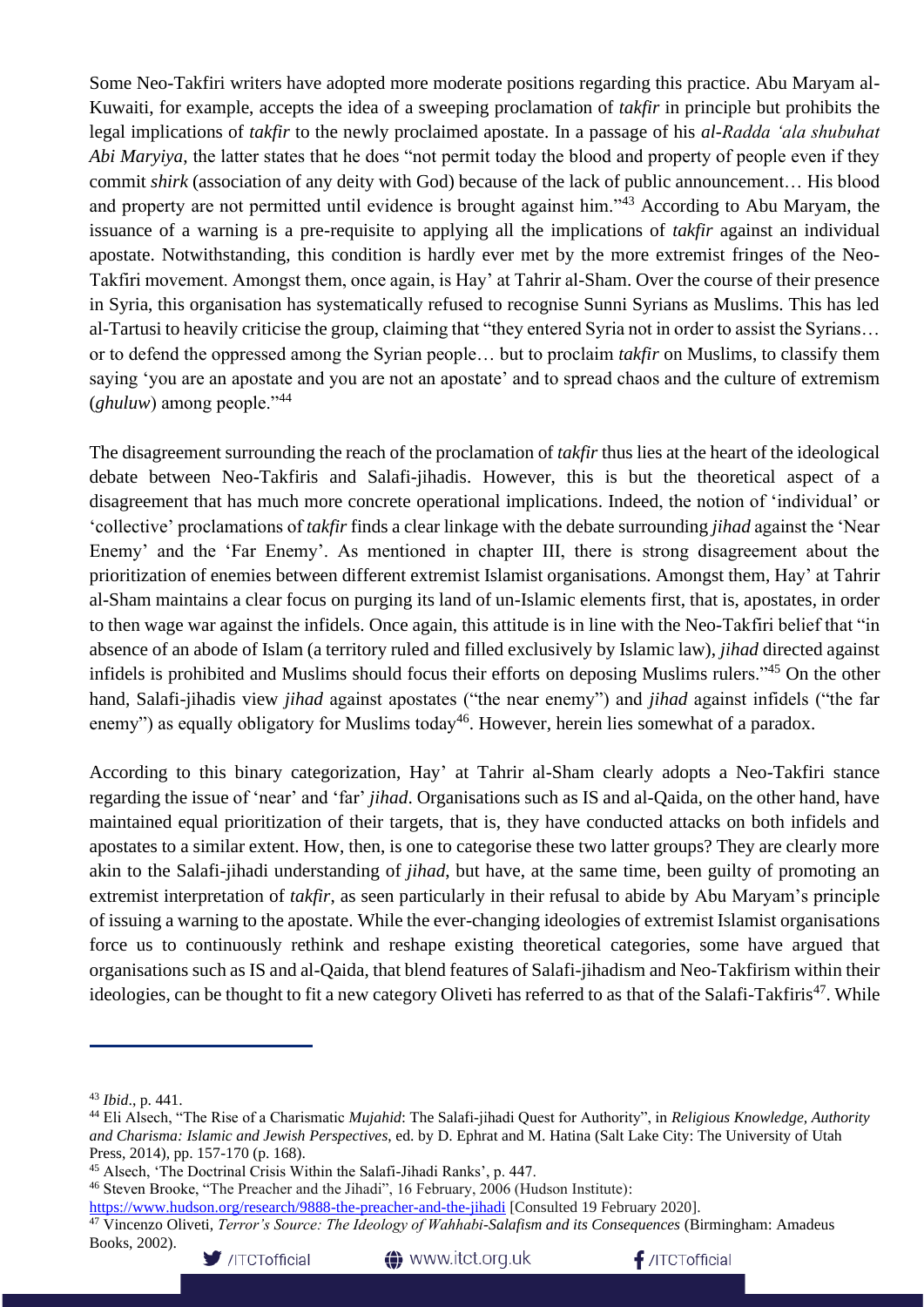Some Neo-Takfiri writers have adopted more moderate positions regarding this practice. Abu Maryam al-Kuwaiti, for example, accepts the idea of a sweeping proclamation of *takfir* in principle but prohibits the legal implications of *takfir* to the newly proclaimed apostate. In a passage of his *al-Radda ʿala shubuhat Abi Maryiya*, the latter states that he does "not permit today the blood and property of people even if they commit *shirk* (association of any deity with God) because of the lack of public announcement… His blood and property are not permitted until evidence is brought against him."[43] According to Abu Maryam, the issuance of a warning is a pre-requisite to applying all the implications of *takfir* against an individual apostate. Notwithstanding, this condition is hardly ever met by the more extremist fringes of the Neo-Takfiri movement. Amongst them, once again, is Hay' at Tahrir al-Sham. Over the course of their presence in Syria, this organisation has systematically refused to recognise Sunni Syrians as Muslims. This has led al-Tartusi to heavily criticise the group, claiming that "they entered Syria not in order to assist the Syrians… or to defend the oppressed among the Syrian people… but to proclaim *takfir* on Muslims, to classify them saying 'you are an apostate and you are not an apostate' and to spread chaos and the culture of extremism (*ghuluw*) among people."[44]

The disagreement surrounding the reach of the proclamation of *takfir* thus lies at the heart of the ideological debate between Neo-Takfiris and Salafi-jihadis. However, this is but the theoretical aspect of a disagreement that has much more concrete operational implications. Indeed, the notion of 'individual' or 'collective' proclamations of *takfir* finds a clear linkage with the debate surrounding *jihad* against the 'Near Enemy' and the 'Far Enemy'. As mentioned in chapter III, there is strong disagreement about the prioritization of enemies between different extremist Islamist organisations. Amongst them, Hay' at Tahrir al-Sham maintains a clear focus on purging its land of un-Islamic elements first, that is, apostates, in order to then wage war against the infidels. Once again, this attitude is in line with the Neo-Takfiri belief that "in absence of an abode of Islam (a territory ruled and filled exclusively by Islamic law), *jihad* directed against infidels is prohibited and Muslims should focus their efforts on deposing Muslims rulers."[45] On the other hand, Salafi-jihadis view *jihad* against apostates ("the near enemy") and *jihad* against infidels ("the far enemy") as equally obligatory for Muslims today[46]. However, herein lies somewhat of a paradox.

According to this binary categorization, Hay' at Tahrir al-Sham clearly adopts a Neo-Takfiri stance regarding the issue of 'near' and 'far' *jihad*. Organisations such as IS and al-Qaida, on the other hand, have maintained equal prioritization of their targets, that is, they have conducted attacks on both infidels and apostates to a similar extent. How, then, is one to categorise these two latter groups? They are clearly more akin to the Salafi-jihadi understanding of *jihad*, but have, at the same time, been guilty of promoting an extremist interpretation of *takfir*, as seen particularly in their refusal to abide by Abu Maryam's principle of issuing a warning to the apostate. While the ever-changing ideologies of extremist Islamist organisations force us to continuously rethink and reshape existing theoretical categories, some have argued that organisations such as IS and al-Qaida, that blend features of Salafi-jihadism and Neo-Takfirism within their ideologies, can be thought to fit a new category Oliveti has referred to as that of the Salafi-Takfiris[47]. While

---

[43] *Ibid*., p. 441.

[44] Eli Alsech, "The Rise of a Charismatic *Mujahid*: The Salafi-jihadi Quest for Authority", in *Religious Knowledge, Authority and Charisma: Islamic and Jewish Perspectives*, ed. by D. Ephrat and M. Hatina (Salt Lake City: The University of Utah Press, 2014), pp. 157-170 (p. 168).

[45] Alsech, 'The Doctrinal Crisis Within the Salafi-Jihadi Ranks', p. 447.

[46] Steven Brooke, "The Preacher and the Jihadi", 16 February, 2006 (Hudson Institute): https://www.hudson.org/research/9888-the-preacher-and-the-jihadi [Consulted 19 February 2020].

[47] Vincenzo Oliveti, *Terror's Source: The Ideology of Wahhabi-Salafism and its Consequences* (Birmingham: Amadeus Books, 2002).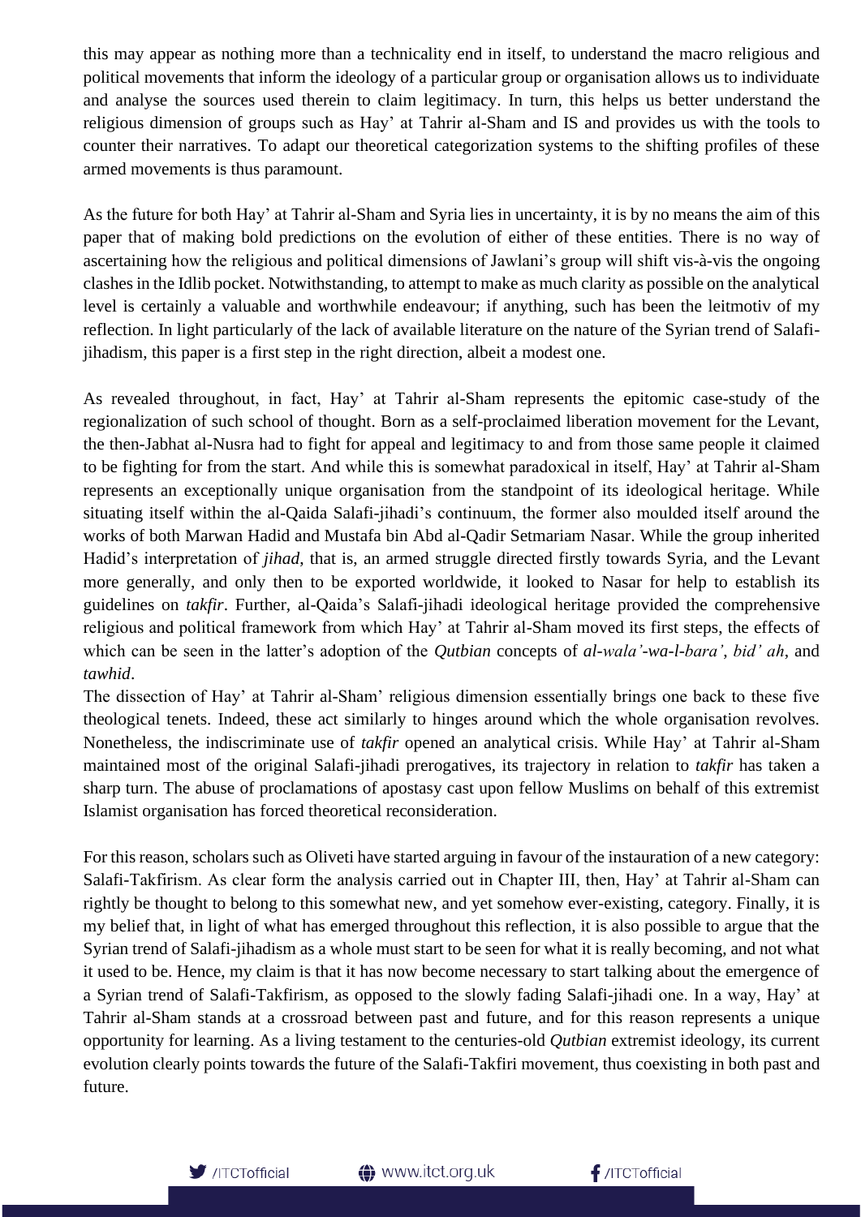this may appear as nothing more than a technicality end in itself, to understand the macro religious and political movements that inform the ideology of a particular group or organisation allows us to individuate and analyse the sources used therein to claim legitimacy. In turn, this helps us better understand the religious dimension of groups such as Hay' at Tahrir al-Sham and IS and provides us with the tools to counter their narratives. To adapt our theoretical categorization systems to the shifting profiles of these armed movements is thus paramount.

As the future for both Hay' at Tahrir al-Sham and Syria lies in uncertainty, it is by no means the aim of this paper that of making bold predictions on the evolution of either of these entities. There is no way of ascertaining how the religious and political dimensions of Jawlani's group will shift vis-à-vis the ongoing clashes in the Idlib pocket. Notwithstanding, to attempt to make as much clarity as possible on the analytical level is certainly a valuable and worthwhile endeavour; if anything, such has been the leitmotiv of my reflection. In light particularly of the lack of available literature on the nature of the Syrian trend of Salafi-jihadism, this paper is a first step in the right direction, albeit a modest one.

As revealed throughout, in fact, Hay' at Tahrir al-Sham represents the epitomic case-study of the regionalization of such school of thought. Born as a self-proclaimed liberation movement for the Levant, the then-Jabhat al-Nusra had to fight for appeal and legitimacy to and from those same people it claimed to be fighting for from the start. And while this is somewhat paradoxical in itself, Hay' at Tahrir al-Sham represents an exceptionally unique organisation from the standpoint of its ideological heritage. While situating itself within the al-Qaida Salafi-jihadi's continuum, the former also moulded itself around the works of both Marwan Hadid and Mustafa bin Abd al-Qadir Setmariam Nasar. While the group inherited Hadid's interpretation of *jihad*, that is, an armed struggle directed firstly towards Syria, and the Levant more generally, and only then to be exported worldwide, it looked to Nasar for help to establish its guidelines on *takfir*. Further, al-Qaida's Salafi-jihadi ideological heritage provided the comprehensive religious and political framework from which Hay' at Tahrir al-Sham moved its first steps, the effects of which can be seen in the latter's adoption of the *Qutbian* concepts of *al-wala'-wa-l-bara'*, *bid' ah*, and *tawhid*.

The dissection of Hay' at Tahrir al-Sham' religious dimension essentially brings one back to these five theological tenets. Indeed, these act similarly to hinges around which the whole organisation revolves. Nonetheless, the indiscriminate use of *takfir* opened an analytical crisis. While Hay' at Tahrir al-Sham maintained most of the original Salafi-jihadi prerogatives, its trajectory in relation to *takfir* has taken a sharp turn. The abuse of proclamations of apostasy cast upon fellow Muslims on behalf of this extremist Islamist organisation has forced theoretical reconsideration.

For this reason, scholars such as Oliveti have started arguing in favour of the instauration of a new category: Salafi-Takfirism. As clear form the analysis carried out in Chapter III, then, Hay' at Tahrir al-Sham can rightly be thought to belong to this somewhat new, and yet somehow ever-existing, category. Finally, it is my belief that, in light of what has emerged throughout this reflection, it is also possible to argue that the Syrian trend of Salafi-jihadism as a whole must start to be seen for what it is really becoming, and not what it used to be. Hence, my claim is that it has now become necessary to start talking about the emergence of a Syrian trend of Salafi-Takfirism, as opposed to the slowly fading Salafi-jihadi one. In a way, Hay' at Tahrir al-Sham stands at a crossroad between past and future, and for this reason represents a unique opportunity for learning. As a living testament to the centuries-old *Qutbian* extremist ideology, its current evolution clearly points towards the future of the Salafi-Takfiri movement, thus coexisting in both past and future.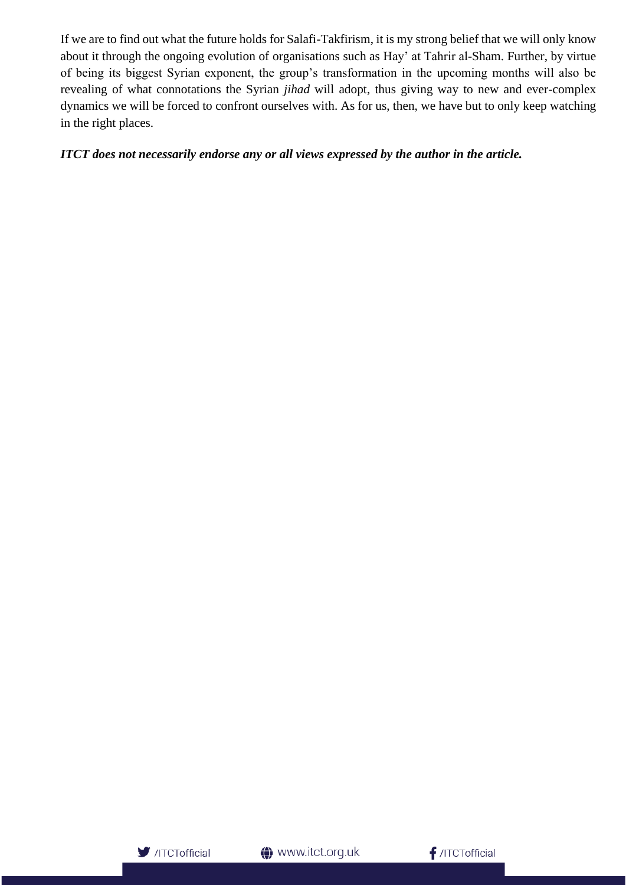If we are to find out what the future holds for Salafi-Takfirism, it is my strong belief that we will only know about it through the ongoing evolution of organisations such as Hay' at Tahrir al-Sham. Further, by virtue of being its biggest Syrian exponent, the group's transformation in the upcoming months will also be revealing of what connotations the Syrian *jihad* will adopt, thus giving way to new and ever-complex dynamics we will be forced to confront ourselves with. As for us, then, we have but to only keep watching in the right places.

***ITCT does not necessarily endorse any or all views expressed by the author in the article.***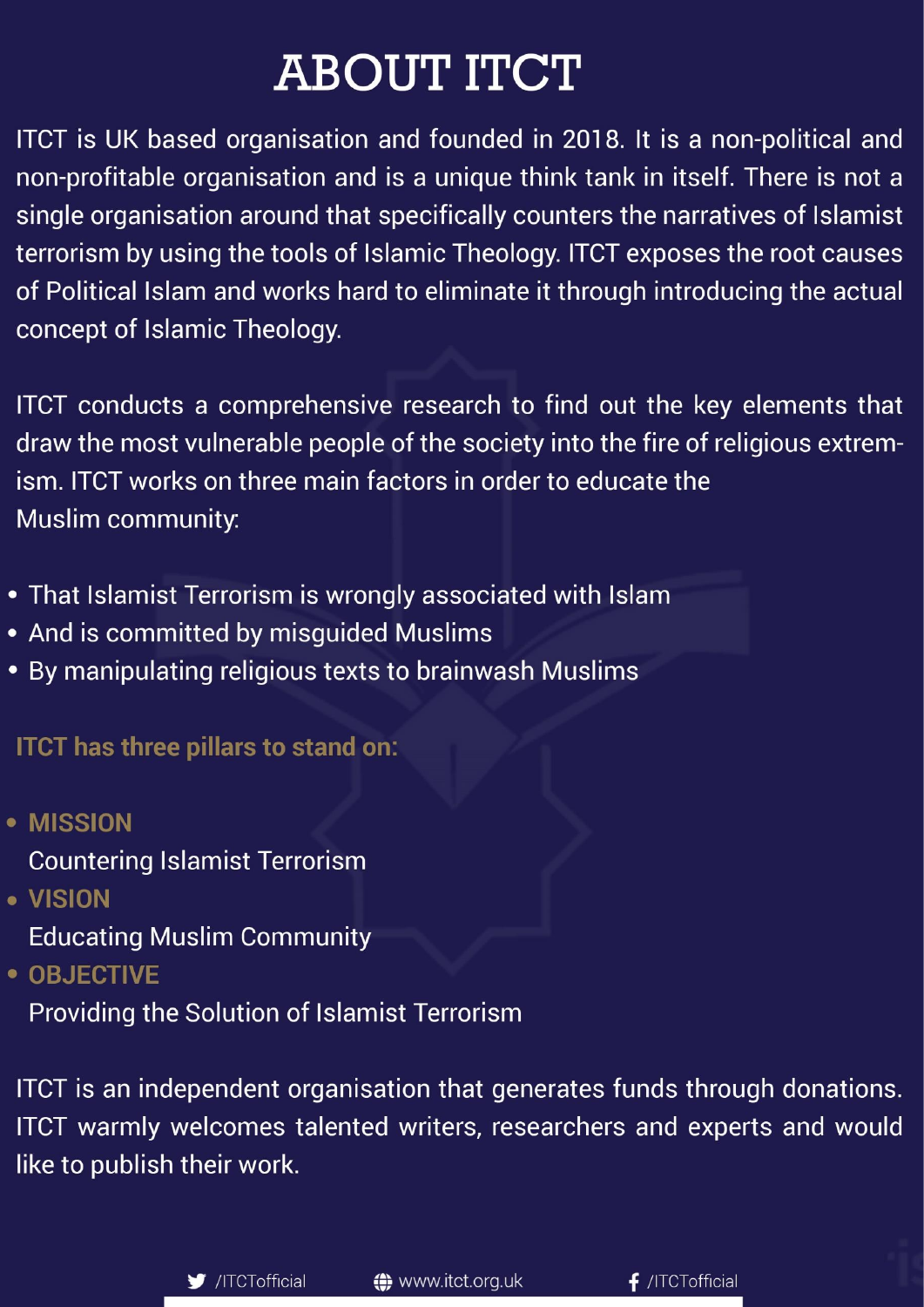# ABOUT ITCT

ITCT is UK based organisation and founded in 2018. It is a non-political and non-profitable organisation and is a unique think tank in itself. There is not a single organisation around that specifically counters the narratives of Islamist terrorism by using the tools of Islamic Theology. ITCT exposes the root causes of Political Islam and works hard to eliminate it through introducing the actual concept of Islamic Theology.

ITCT conducts a comprehensive research to find out the key elements that draw the most vulnerable people of the society into the fire of religious extremism. ITCT works on three main factors in order to educate the Muslim community:

- That Islamist Terrorism is wrongly associated with Islam
- And is committed by misguided Muslims
- By manipulating religious texts to brainwash Muslims

**ITCT has three pillars to stand on:**

- **MISSION**
  Countering Islamist Terrorism
- **VISION**
  Educating Muslim Community
- **OBJECTIVE**
  Providing the Solution of Islamist Terrorism

ITCT is an independent organisation that generates funds through donations. ITCT warmly welcomes talented writers, researchers and experts and would like to publish their work.

/ITCTofficial www.itct.org.uk /ITCTofficial